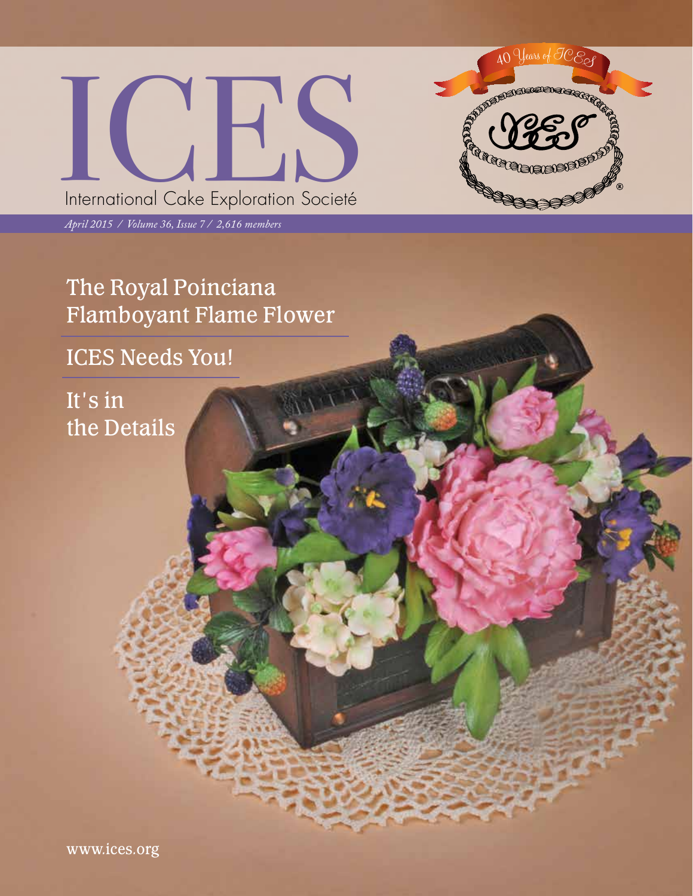# ICES

International Cake Exploration Societé

*April 2015 / Volume 36, Issue 7 / 2,616 members*

40 Years of ICES

## The Royal Poinciana Flamboyant Flame Flower

## ICES Needs You!

## It's in the Details

www.ices.org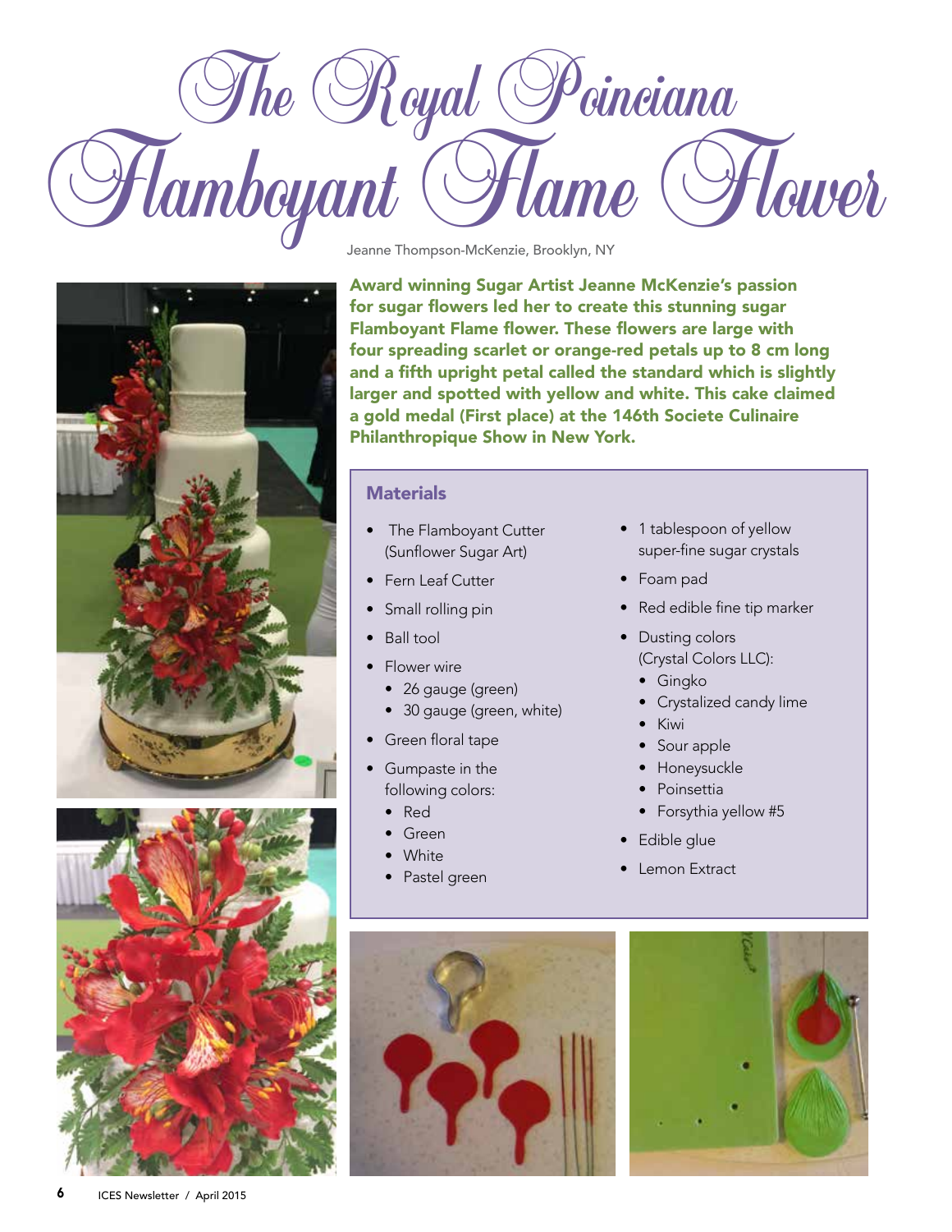# The Royal Poinciana Flamboyant Flame Flower

Jeanne Thompson-McKenzie, Brooklyn, NY

**Award winning Sugar Artist Jeanne McKenzie's passion for sugar flowers led her to create this stunning sugar Flamboyant Flame flower. These flowers are large with four spreading scarlet or orange-red petals up to 8 cm long and a fifth upright petal called the standard which is slightly larger and spotted with yellow and white. This cake claimed a gold medal (First place) at the 146th Societe Culinaire Philanthropique Show in New York.**

## Materials

- The Flamboyant Cutter (Sunflower Sugar Art)
- Fern Leaf Cutter
- Small rolling pin
- Ball tool
- Flower wire
  - 26 gauge (green)
  - 30 gauge (green, white)
- Green floral tape
- Gumpaste in the following colors:
  - Red
  - Green
  - White
  - Pastel green
- 1 tablespoon of yellow super-fine sugar crystals
- Foam pad
- Red edible fine tip marker
- Dusting colors (Crystal Colors LLC):
  - Gingko
  - Crystalized candy lime
  - Kiwi
  - Sour apple
  - Honeysuckle
  - Poinsettia
  - Forsythia yellow #5
- Edible glue
- Lemon Extract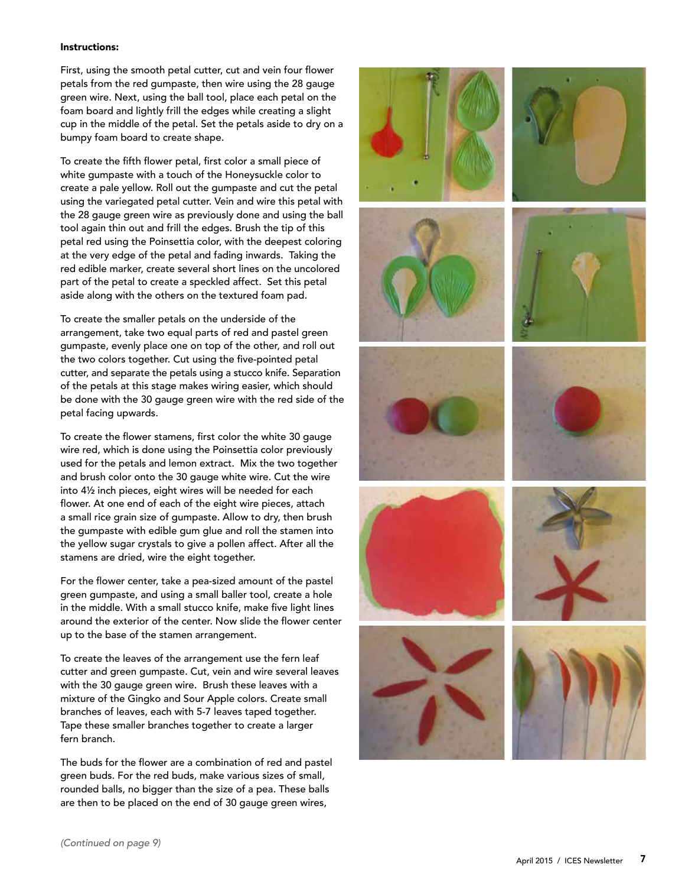**Instructions:**

First, using the smooth petal cutter, cut and vein four flower petals from the red gumpaste, then wire using the 28 gauge green wire. Next, using the ball tool, place each petal on the foam board and lightly frill the edges while creating a slight cup in the middle of the petal. Set the petals aside to dry on a bumpy foam board to create shape.

To create the fifth flower petal, first color a small piece of white gumpaste with a touch of the Honeysuckle color to create a pale yellow. Roll out the gumpaste and cut the petal using the variegated petal cutter. Vein and wire this petal with the 28 gauge green wire as previously done and using the ball tool again thin out and frill the edges. Brush the tip of this petal red using the Poinsettia color, with the deepest coloring at the very edge of the petal and fading inwards. Taking the red edible marker, create several short lines on the uncolored part of the petal to create a speckled affect. Set this petal aside along with the others on the textured foam pad.

To create the smaller petals on the underside of the arrangement, take two equal parts of red and pastel green gumpaste, evenly place one on top of the other, and roll out the two colors together. Cut using the five-pointed petal cutter, and separate the petals using a stucco knife. Separation of the petals at this stage makes wiring easier, which should be done with the 30 gauge green wire with the red side of the petal facing upwards.

To create the flower stamens, first color the white 30 gauge wire red, which is done using the Poinsettia color previously used for the petals and lemon extract. Mix the two together and brush color onto the 30 gauge white wire. Cut the wire into 4½ inch pieces, eight wires will be needed for each flower. At one end of each of the eight wire pieces, attach a small rice grain size of gumpaste. Allow to dry, then brush the gumpaste with edible gum glue and roll the stamen into the yellow sugar crystals to give a pollen affect. After all the stamens are dried, wire the eight together.

For the flower center, take a pea-sized amount of the pastel green gumpaste, and using a small baller tool, create a hole in the middle. With a small stucco knife, make five light lines around the exterior of the center. Now slide the flower center up to the base of the stamen arrangement.

To create the leaves of the arrangement use the fern leaf cutter and green gumpaste. Cut, vein and wire several leaves with the 30 gauge green wire. Brush these leaves with a mixture of the Gingko and Sour Apple colors. Create small branches of leaves, each with 5-7 leaves taped together. Tape these smaller branches together to create a larger fern branch.

The buds for the flower are a combination of red and pastel green buds. For the red buds, make various sizes of small, rounded balls, no bigger than the size of a pea. These balls are then to be placed on the end of 30 gauge green wires,

*(Continued on page 9)*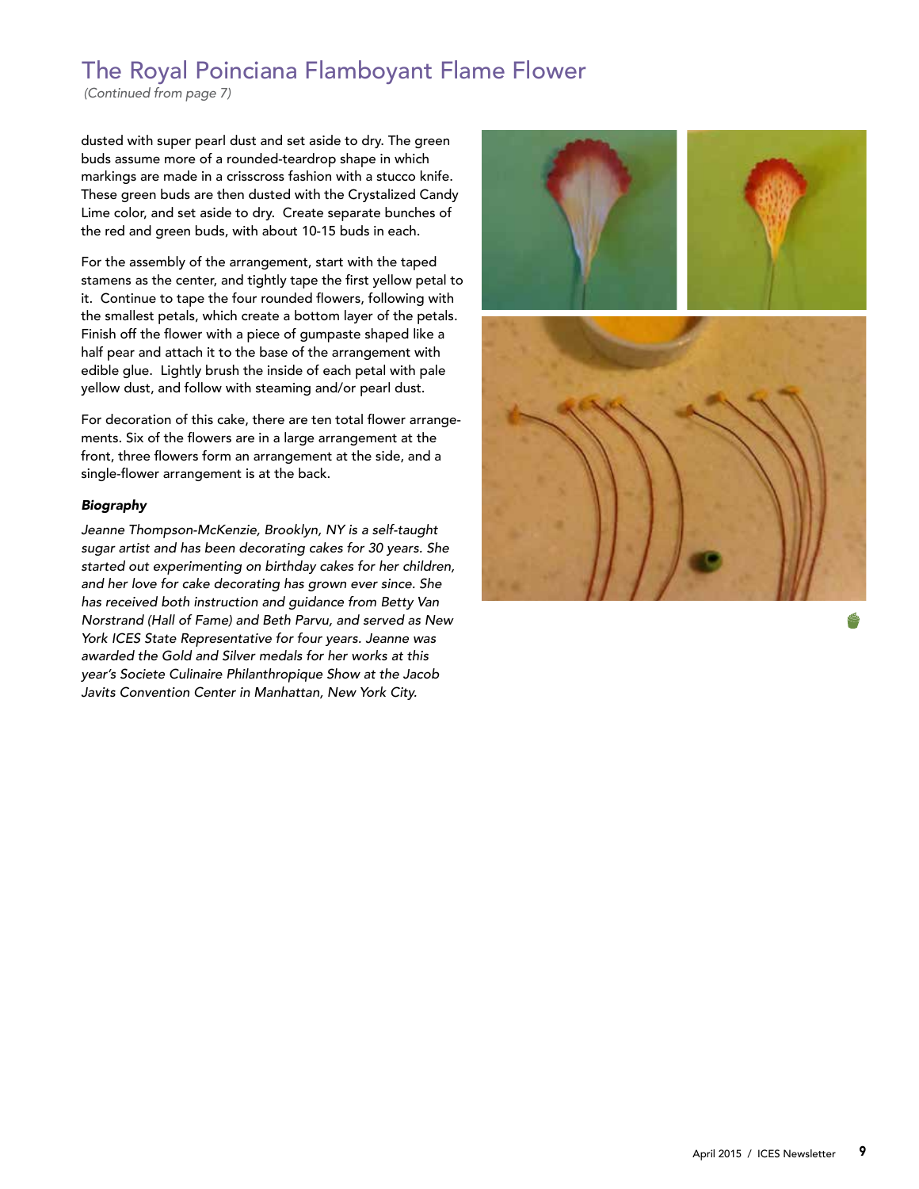## The Royal Poinciana Flamboyant Flame Flower

*(Continued from page 7)*

dusted with super pearl dust and set aside to dry. The green buds assume more of a rounded-teardrop shape in which markings are made in a crisscross fashion with a stucco knife. These green buds are then dusted with the Crystalized Candy Lime color, and set aside to dry. Create separate bunches of the red and green buds, with about 10-15 buds in each.

For the assembly of the arrangement, start with the taped stamens as the center, and tightly tape the first yellow petal to it. Continue to tape the four rounded flowers, following with the smallest petals, which create a bottom layer of the petals. Finish off the flower with a piece of gumpaste shaped like a half pear and attach it to the base of the arrangement with edible glue. Lightly brush the inside of each petal with pale yellow dust, and follow with steaming and/or pearl dust.

For decoration of this cake, there are ten total flower arrangements. Six of the flowers are in a large arrangement at the front, three flowers form an arrangement at the side, and a single-flower arrangement is at the back.

### *Biography*

*Jeanne Thompson-McKenzie, Brooklyn, NY is a self-taught sugar artist and has been decorating cakes for 30 years. She started out experimenting on birthday cakes for her children, and her love for cake decorating has grown ever since. She has received both instruction and guidance from Betty Van Norstrand (Hall of Fame) and Beth Parvu, and served as New York ICES State Representative for four years. Jeanne was awarded the Gold and Silver medals for her works at this year's Societe Culinaire Philanthropique Show at the Jacob Javits Convention Center in Manhattan, New York City.*